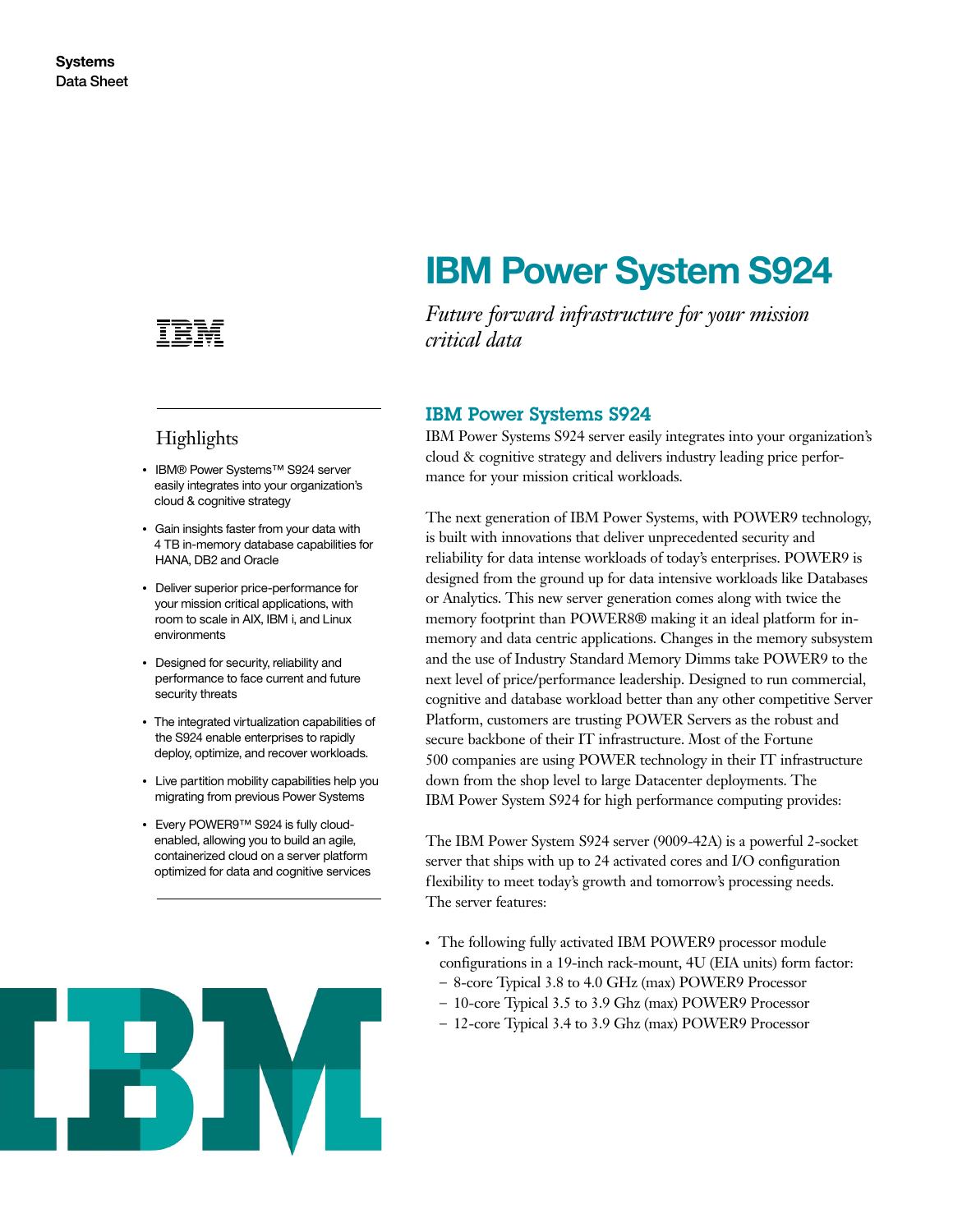Systems
Data Sheet

# IBM Power System S924

*Future forward infrastructure for your mission critical data*

## Highlights

- IBM® Power Systems™ S924 server easily integrates into your organization's cloud & cognitive strategy
- Gain insights faster from your data with 4 TB in-memory database capabilities for HANA, DB2 and Oracle
- Deliver superior price-performance for your mission critical applications, with room to scale in AIX, IBM i, and Linux environments
- Designed for security, reliability and performance to face current and future security threats
- The integrated virtualization capabilities of the S924 enable enterprises to rapidly deploy, optimize, and recover workloads.
- Live partition mobility capabilities help you migrating from previous Power Systems
- Every POWER9™ S924 is fully cloud-enabled, allowing you to build an agile, containerized cloud on a server platform optimized for data and cognitive services

## IBM Power Systems S924

IBM Power Systems S924 server easily integrates into your organization's cloud & cognitive strategy and delivers industry leading price performance for your mission critical workloads.

The next generation of IBM Power Systems, with POWER9 technology, is built with innovations that deliver unprecedented security and reliability for data intense workloads of today's enterprises. POWER9 is designed from the ground up for data intensive workloads like Databases or Analytics. This new server generation comes along with twice the memory footprint than POWER8® making it an ideal platform for in-memory and data centric applications. Changes in the memory subsystem and the use of Industry Standard Memory Dimms take POWER9 to the next level of price/performance leadership. Designed to run commercial, cognitive and database workload better than any other competitive Server Platform, customers are trusting POWER Servers as the robust and secure backbone of their IT infrastructure. Most of the Fortune 500 companies are using POWER technology in their IT infrastructure down from the shop level to large Datacenter deployments. The IBM Power System S924 for high performance computing provides:

The IBM Power System S924 server (9009-42A) is a powerful 2-socket server that ships with up to 24 activated cores and I/O configuration flexibility to meet today's growth and tomorrow's processing needs. The server features:

- The following fully activated IBM POWER9 processor module configurations in a 19-inch rack-mount, 4U (EIA units) form factor:
  - 8-core Typical 3.8 to 4.0 GHz (max) POWER9 Processor
  - 10-core Typical 3.5 to 3.9 Ghz (max) POWER9 Processor
  - 12-core Typical 3.4 to 3.9 Ghz (max) POWER9 Processor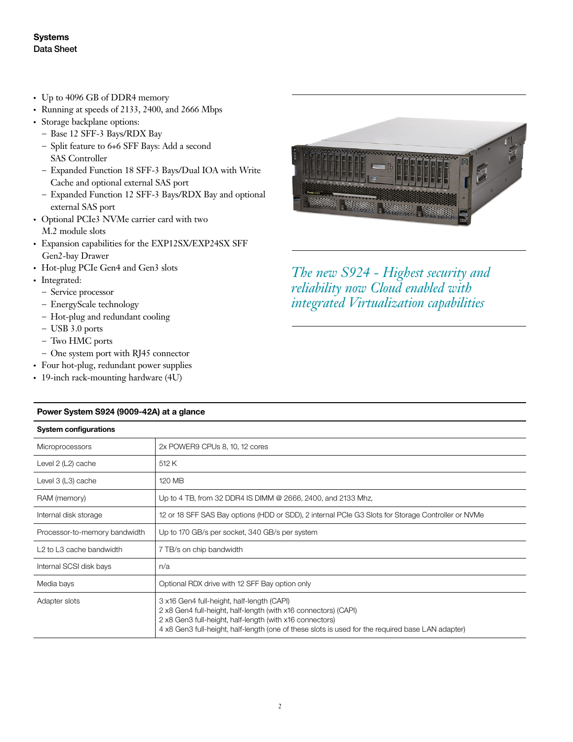- Up to 4096 GB of DDR4 memory
- Running at speeds of 2133, 2400, and 2666 Mbps
- Storage backplane options:
  - Base 12 SFF-3 Bays/RDX Bay
  - Split feature to 6+6 SFF Bays: Add a second SAS Controller
  - Expanded Function 18 SFF-3 Bays/Dual IOA with Write Cache and optional external SAS port
  - Expanded Function 12 SFF-3 Bays/RDX Bay and optional external SAS port
- Optional PCIe3 NVMe carrier card with two M.2 module slots
- Expansion capabilities for the EXP12SX/EXP24SX SFF Gen2-bay Drawer
- Hot-plug PCIe Gen4 and Gen3 slots
- Integrated:
  - Service processor
  - EnergyScale technology
  - Hot-plug and redundant cooling
  - USB 3.0 ports
  - Two HMC ports
  - One system port with RJ45 connector
- Four hot-plug, redundant power supplies
- 19-inch rack-mounting hardware (4U)

*The new S924 - Highest security and reliability now Cloud enabled with integrated Virtualization capabilities*

**Power System S924 (9009-42A) at a glance**

| System configurations | |
|---|---|
| Microprocessors | 2x POWER9 CPUs 8, 10, 12 cores |
| Level 2 (L2) cache | 512 K |
| Level 3 (L3) cache | 120 MB |
| RAM (memory) | Up to 4 TB, from 32 DDR4 IS DIMM @ 2666, 2400, and 2133 Mhz, |
| Internal disk storage | 12 or 18 SFF SAS Bay options (HDD or SDD), 2 internal PCIe G3 Slots for Storage Controller or NVMe |
| Processor-to-memory bandwidth | Up to 170 GB/s per socket, 340 GB/s per system |
| L2 to L3 cache bandwidth | 7 TB/s on chip bandwidth |
| Internal SCSI disk bays | n/a |
| Media bays | Optional RDX drive with 12 SFF Bay option only |
| Adapter slots | 3 x16 Gen4 full-height, half-length (CAPI)<br>2 x8 Gen4 full-height, half-length (with x16 connectors) (CAPI)<br>2 x8 Gen3 full-height, half-length (with x16 connectors)<br>4 x8 Gen3 full-height, half-length (one of these slots is used for the required base LAN adapter) |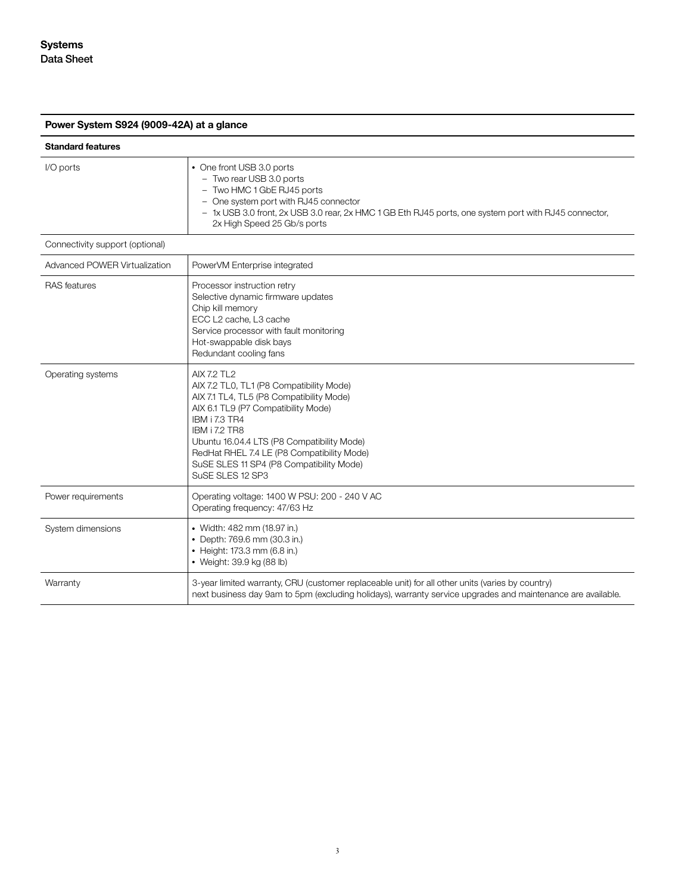**Power System S924 (9009-42A) at a glance**

| **Standard features** | |
|---|---|
| I/O ports | • One front USB 3.0 ports<br>– Two rear USB 3.0 ports<br>– Two HMC 1 GbE RJ45 ports<br>– One system port with RJ45 connector<br>– 1x USB 3.0 front, 2x USB 3.0 rear, 2x HMC 1 GB Eth RJ45 ports, one system port with RJ45 connector, 2x High Speed 25 Gb/s ports |
| Connectivity support (optional) | |
| Advanced POWER Virtualization | PowerVM Enterprise integrated |
| RAS features | Processor instruction retry<br>Selective dynamic firmware updates<br>Chip kill memory<br>ECC L2 cache, L3 cache<br>Service processor with fault monitoring<br>Hot-swappable disk bays<br>Redundant cooling fans |
| Operating systems | AIX 7.2 TL2<br>AIX 7.2 TL0, TL1 (P8 Compatibility Mode)<br>AIX 7.1 TL4, TL5 (P8 Compatibility Mode)<br>AIX 6.1 TL9 (P7 Compatibility Mode)<br>IBM i 7.3 TR4<br>IBM i 7.2 TR8<br>Ubuntu 16.04.4 LTS (P8 Compatibility Mode)<br>RedHat RHEL 7.4 LE (P8 Compatibility Mode)<br>SuSE SLES 11 SP4 (P8 Compatibility Mode)<br>SuSE SLES 12 SP3 |
| Power requirements | Operating voltage: 1400 W PSU: 200 - 240 V AC<br>Operating frequency: 47/63 Hz |
| System dimensions | • Width: 482 mm (18.97 in.)<br>• Depth: 769.6 mm (30.3 in.)<br>• Height: 173.3 mm (6.8 in.)<br>• Weight: 39.9 kg (88 lb) |
| Warranty | 3-year limited warranty, CRU (customer replaceable unit) for all other units (varies by country)<br>next business day 9am to 5pm (excluding holidays), warranty service upgrades and maintenance are available. |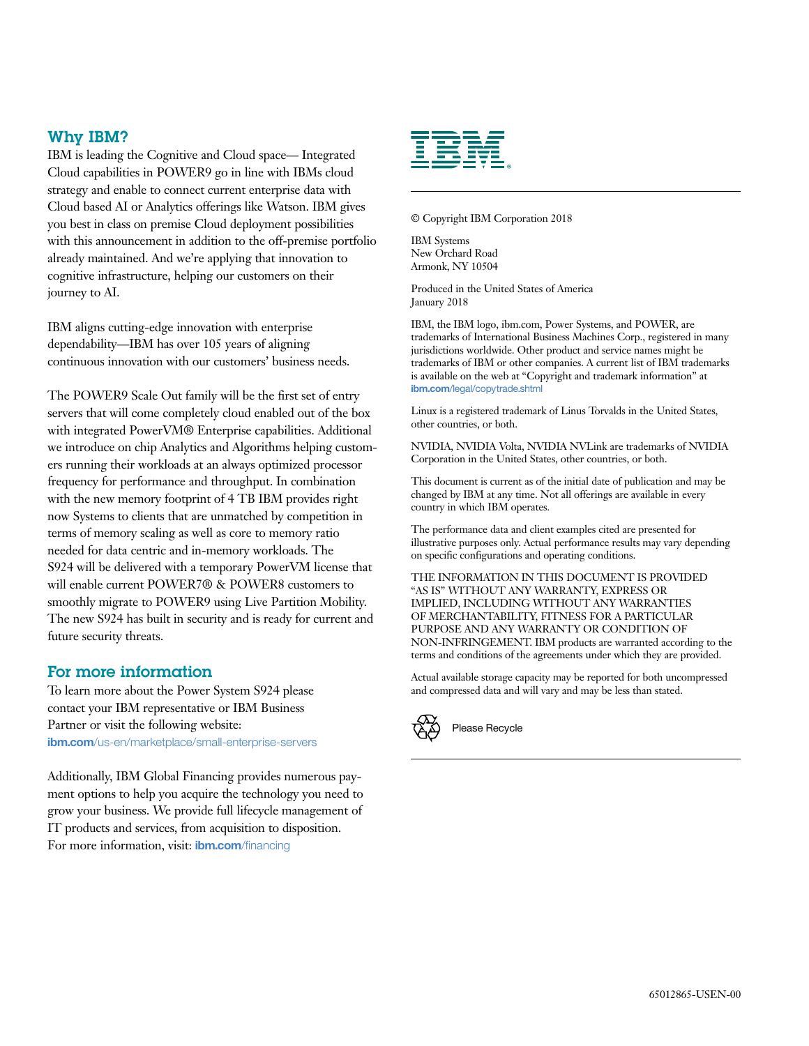## Why IBM?

IBM is leading the Cognitive and Cloud space— Integrated Cloud capabilities in POWER9 go in line with IBMs cloud strategy and enable to connect current enterprise data with Cloud based AI or Analytics offerings like Watson. IBM gives you best in class on premise Cloud deployment possibilities with this announcement in addition to the off-premise portfolio already maintained. And we're applying that innovation to cognitive infrastructure, helping our customers on their journey to AI.

IBM aligns cutting-edge innovation with enterprise dependability—IBM has over 105 years of aligning continuous innovation with our customers' business needs.

The POWER9 Scale Out family will be the first set of entry servers that will come completely cloud enabled out of the box with integrated PowerVM® Enterprise capabilities. Additional we introduce on chip Analytics and Algorithms helping customers running their workloads at an always optimized processor frequency for performance and throughput. In combination with the new memory footprint of 4 TB IBM provides right now Systems to clients that are unmatched by competition in terms of memory scaling as well as core to memory ratio needed for data centric and in-memory workloads. The S924 will be delivered with a temporary PowerVM license that will enable current POWER7® & POWER8 customers to smoothly migrate to POWER9 using Live Partition Mobility. The new S924 has built in security and is ready for current and future security threats.

## For more information

To learn more about the Power System S924 please contact your IBM representative or IBM Business Partner or visit the following website: **ibm.com**/us-en/marketplace/small-enterprise-servers

Additionally, IBM Global Financing provides numerous payment options to help you acquire the technology you need to grow your business. We provide full lifecycle management of IT products and services, from acquisition to disposition. For more information, visit: **ibm.com**/financing

IBM

© Copyright IBM Corporation 2018

IBM Systems
New Orchard Road
Armonk, NY 10504

Produced in the United States of America
January 2018

IBM, the IBM logo, ibm.com, Power Systems, and POWER, are trademarks of International Business Machines Corp., registered in many jurisdictions worldwide. Other product and service names might be trademarks of IBM or other companies. A current list of IBM trademarks is available on the web at "Copyright and trademark information" at **ibm.com**/legal/copytrade.shtml

Linux is a registered trademark of Linus Torvalds in the United States, other countries, or both.

NVIDIA, NVIDIA Volta, NVIDIA NVLink are trademarks of NVIDIA Corporation in the United States, other countries, or both.

This document is current as of the initial date of publication and may be changed by IBM at any time. Not all offerings are available in every country in which IBM operates.

The performance data and client examples cited are presented for illustrative purposes only. Actual performance results may vary depending on specific configurations and operating conditions.

THE INFORMATION IN THIS DOCUMENT IS PROVIDED "AS IS" WITHOUT ANY WARRANTY, EXPRESS OR IMPLIED, INCLUDING WITHOUT ANY WARRANTIES OF MERCHANTABILITY, FITNESS FOR A PARTICULAR PURPOSE AND ANY WARRANTY OR CONDITION OF NON-INFRINGEMENT. IBM products are warranted according to the terms and conditions of the agreements under which they are provided.

Actual available storage capacity may be reported for both uncompressed and compressed data and will vary and may be less than stated.

Please Recycle

65012865-USEN-00